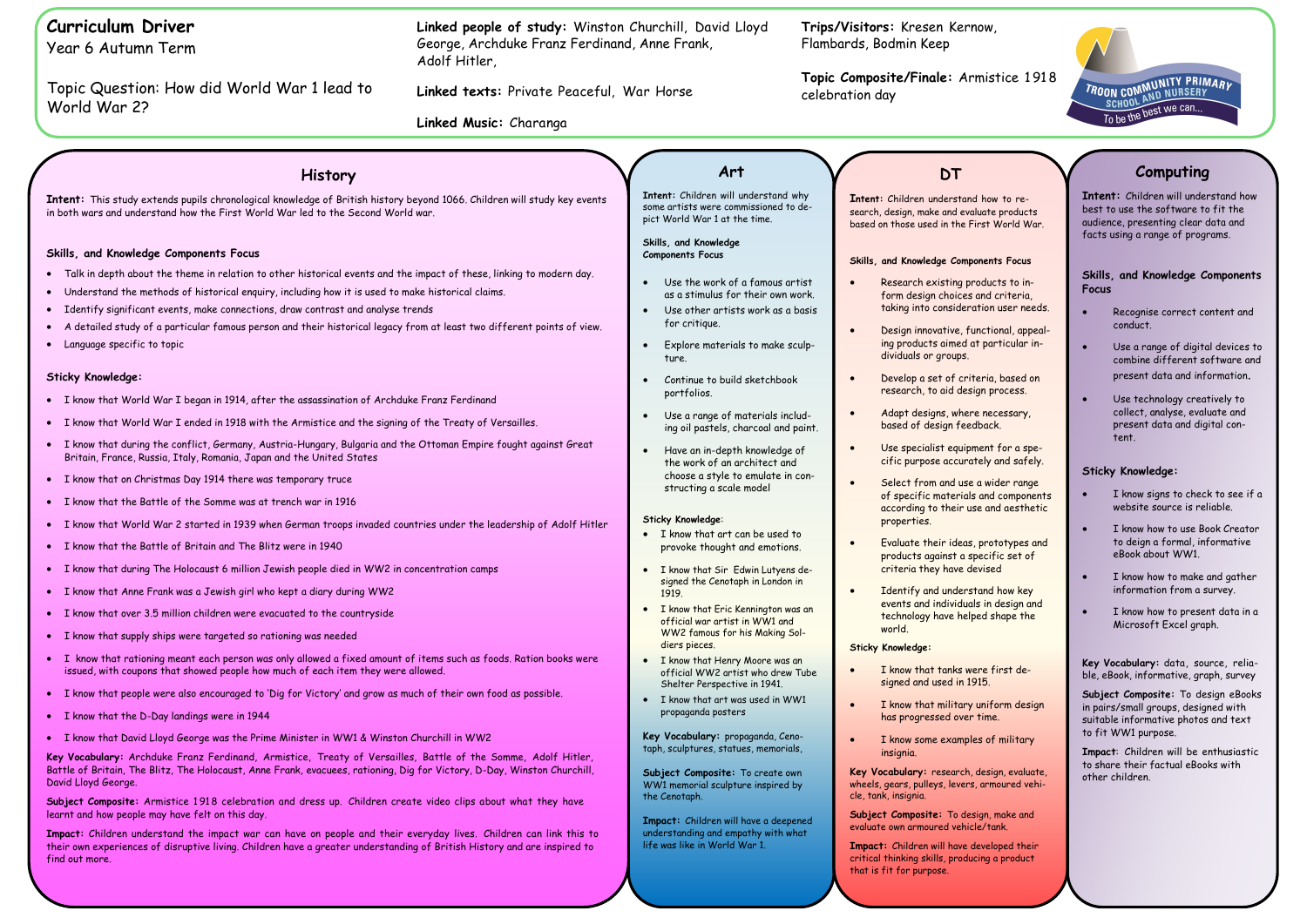# Curriculum Driver

Year 6 Autumn Term

Topic Question: How did World War 1 lead to World War 2?

**Linked people of study:** Winston Churchill, David Lloyd George, Archduke Franz Ferdinand, Anne Frank, Adolf Hitler,

**Linked texts:** Private Peaceful, War Horse

**Linked Music:** Charanga

**Trips/Visitors:** Kresen Kernow, Flambards, Bodmin Keep

**Topic Composite/Finale:** Armistice 1918 celebration day

TROON COMMUNITY PRIMARY SCHOOL AND NURSERY
To be the best we can...

## History

**Intent:** This study extends pupils chronological knowledge of British history beyond 1066. Children will study key events in both wars and understand how the First World War led to the Second World war.

**Skills, and Knowledge Components Focus**

- Talk in depth about the theme in relation to other historical events and the impact of these, linking to modern day.
- Understand the methods of historical enquiry, including how it is used to make historical claims.
- Identify significant events, make connections, draw contrast and analyse trends
- A detailed study of a particular famous person and their historical legacy from at least two different points of view.
- Language specific to topic

**Sticky Knowledge:**

- I know that World War I began in 1914, after the assassination of Archduke Franz Ferdinand
- I know that World War I ended in 1918 with the Armistice and the signing of the Treaty of Versailles.
- I know that during the conflict, Germany, Austria-Hungary, Bulgaria and the Ottoman Empire fought against Great Britain, France, Russia, Italy, Romania, Japan and the United States
- I know that on Christmas Day 1914 there was temporary truce
- I know that the Battle of the Somme was at trench war in 1916
- I know that World War 2 started in 1939 when German troops invaded countries under the leadership of Adolf Hitler
- I know that the Battle of Britain and The Blitz were in 1940
- I know that during The Holocaust 6 million Jewish people died in WW2 in concentration camps
- I know that Anne Frank was a Jewish girl who kept a diary during WW2
- I know that over 3.5 million children were evacuated to the countryside
- I know that supply ships were targeted so rationing was needed
- I know that rationing meant each person was only allowed a fixed amount of items such as foods. Ration books were issued, with coupons that showed people how much of each item they were allowed.
- I know that people were also encouraged to 'Dig for Victory' and grow as much of their own food as possible.
- I know that the D-Day landings were in 1944
- I know that David Lloyd George was the Prime Minister in WW1 & Winston Churchill in WW2

**Key Vocabulary:** Archduke Franz Ferdinand, Armistice, Treaty of Versailles, Battle of the Somme, Adolf Hitler, Battle of Britain, The Blitz, The Holocaust, Anne Frank, evacuees, rationing, Dig for Victory, D-Day, Winston Churchill, David Lloyd George.

**Subject Composite:** Armistice 1918 celebration and dress up. Children create video clips about what they have learnt and how people may have felt on this day.

**Impact:** Children understand the impact war can have on people and their everyday lives. Children can link this to their own experiences of disruptive living. Children have a greater understanding of British History and are inspired to find out more.

## Art

**Intent:** Children will understand why some artists were commissioned to depict World War 1 at the time.

**Skills, and Knowledge Components Focus**

- Use the work of a famous artist as a stimulus for their own work.
- Use other artists work as a basis for critique.
- Explore materials to make sculpture.
- Continue to build sketchbook portfolios.
- Use a range of materials including oil pastels, charcoal and paint.
- Have an in-depth knowledge of the work of an architect and choose a style to emulate in constructing a scale model

**Sticky Knowledge:**

- I know that art can be used to provoke thought and emotions.
- I know that Sir Edwin Lutyens designed the Cenotaph in London in 1919.
- I know that Eric Kennington was an official war artist in WW1 and WW2 famous for his Making Soldiers pieces.
- I know that Henry Moore was an official WW2 artist who drew Tube Shelter Perspective in 1941.
- I know that art was used in WW1 propaganda posters

**Key Vocabulary:** propaganda, Cenotaph, sculptures, statues, memorials,

**Subject Composite:** To create own WW1 memorial sculpture inspired by the Cenotaph.

**Impact:** Children will have a deepened understanding and empathy with what life was like in World War 1.

## DT

**Intent:** Children understand how to research, design, make and evaluate products based on those used in the First World War.

**Skills, and Knowledge Components Focus**

- Research existing products to inform design choices and criteria, taking into consideration user needs.
- Design innovative, functional, appealing products aimed at particular individuals or groups.
- Develop a set of criteria, based on research, to aid design process.
- Adapt designs, where necessary, based of design feedback.
- Use specialist equipment for a specific purpose accurately and safely.
- Select from and use a wider range of specific materials and components according to their use and aesthetic properties.
- Evaluate their ideas, prototypes and products against a specific set of criteria they have devised
- Identify and understand how key events and individuals in design and technology have helped shape the world.

**Sticky Knowledge:**

- I know that tanks were first designed and used in 1915.
- I know that military uniform design has progressed over time.
- I know some examples of military insignia.

**Key Vocabulary:** research, design, evaluate, wheels, gears, pulleys, levers, armoured vehicle, tank, insignia.

**Subject Composite:** To design, make and evaluate own armoured vehicle/tank.

**Impact:** Children will have developed their critical thinking skills, producing a product that is fit for purpose.

## Computing

**Intent:** Children will understand how best to use the software to fit the audience, presenting clear data and facts using a range of programs.

**Skills, and Knowledge Components Focus**

- Recognise correct content and conduct.
- Use a range of digital devices to combine different software and present data and information.
- Use technology creatively to collect, analyse, evaluate and present data and digital content.

**Sticky Knowledge:**

- I know signs to check to see if a website source is reliable.
- I know how to use Book Creator to design a formal, informative eBook about WW1.
- I know how to make and gather information from a survey.
- I know how to present data in a Microsoft Excel graph.

**Key Vocabulary:** data, source, reliable, eBook, informative, graph, survey

**Subject Composite:** To design eBooks in pairs/small groups, designed with suitable informative photos and text to fit WW1 purpose.

**Impact:** Children will be enthusiastic to share their factual eBooks with other children.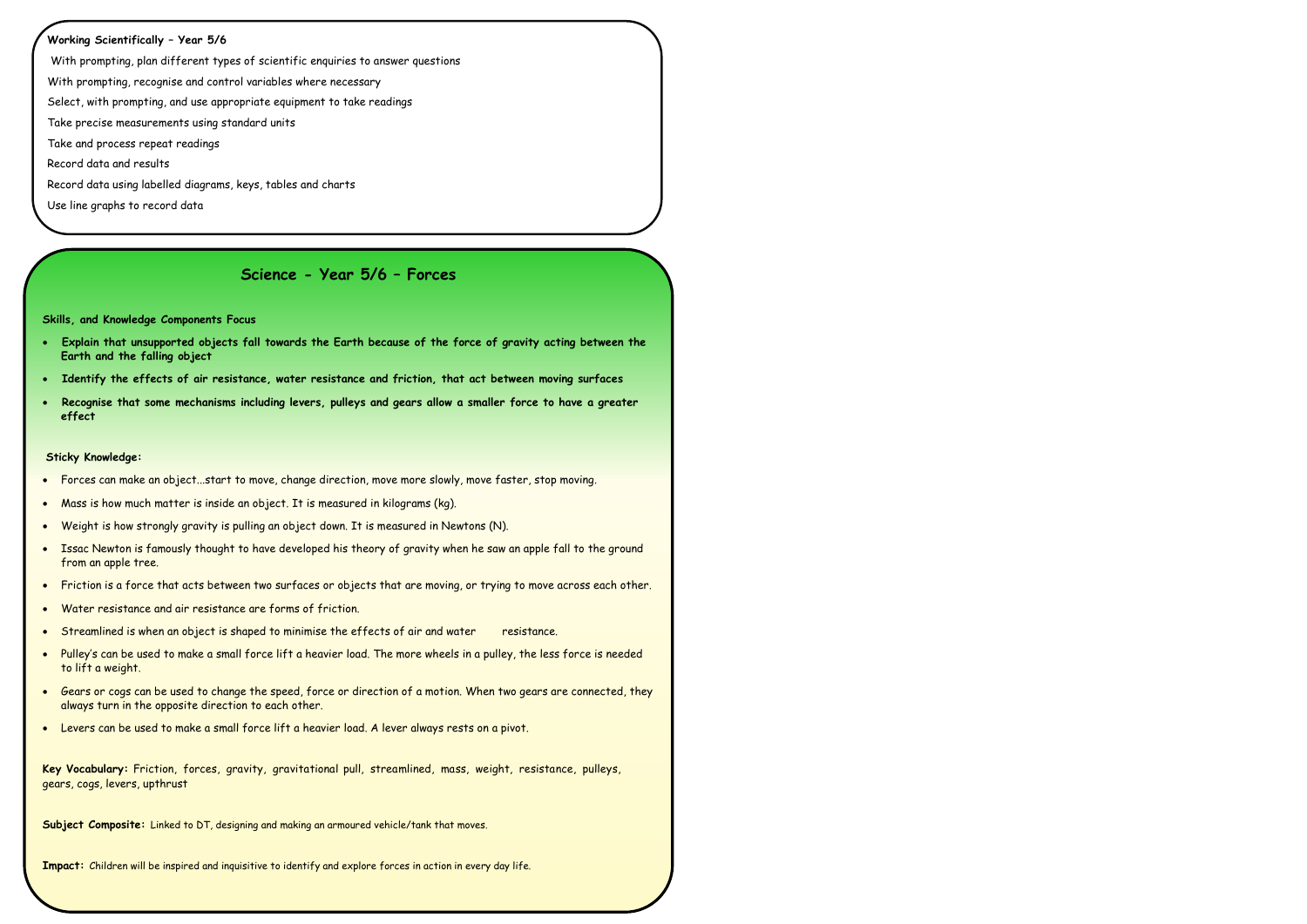**Working Scientifically – Year 5/6**

With prompting, plan different types of scientific enquiries to answer questions

With prompting, recognise and control variables where necessary

Select, with prompting, and use appropriate equipment to take readings

Take precise measurements using standard units

Take and process repeat readings

Record data and results

Record data using labelled diagrams, keys, tables and charts

Use line graphs to record data

## Science - Year 5/6 – Forces

**Skills, and Knowledge Components Focus**

- **Explain that unsupported objects fall towards the Earth because of the force of gravity acting between the Earth and the falling object**
- **Identify the effects of air resistance, water resistance and friction, that act between moving surfaces**
- **Recognise that some mechanisms including levers, pulleys and gears allow a smaller force to have a greater effect**

**Sticky Knowledge:**

- Forces can make an object...start to move, change direction, move more slowly, move faster, stop moving.
- Mass is how much matter is inside an object. It is measured in kilograms (kg).
- Weight is how strongly gravity is pulling an object down. It is measured in Newtons (N).
- Issac Newton is famously thought to have developed his theory of gravity when he saw an apple fall to the ground from an apple tree.
- Friction is a force that acts between two surfaces or objects that are moving, or trying to move across each other.
- Water resistance and air resistance are forms of friction.
- Streamlined is when an object is shaped to minimise the effects of air and water resistance.
- Pulley's can be used to make a small force lift a heavier load. The more wheels in a pulley, the less force is needed to lift a weight.
- Gears or cogs can be used to change the speed, force or direction of a motion. When two gears are connected, they always turn in the opposite direction to each other.
- Levers can be used to make a small force lift a heavier load. A lever always rests on a pivot.

**Key Vocabulary:** Friction, forces, gravity, gravitational pull, streamlined, mass, weight, resistance, pulleys, gears, cogs, levers, upthrust

**Subject Composite:** Linked to DT, designing and making an armoured vehicle/tank that moves.

**Impact:** Children will be inspired and inquisitive to identify and explore forces in action in every day life.